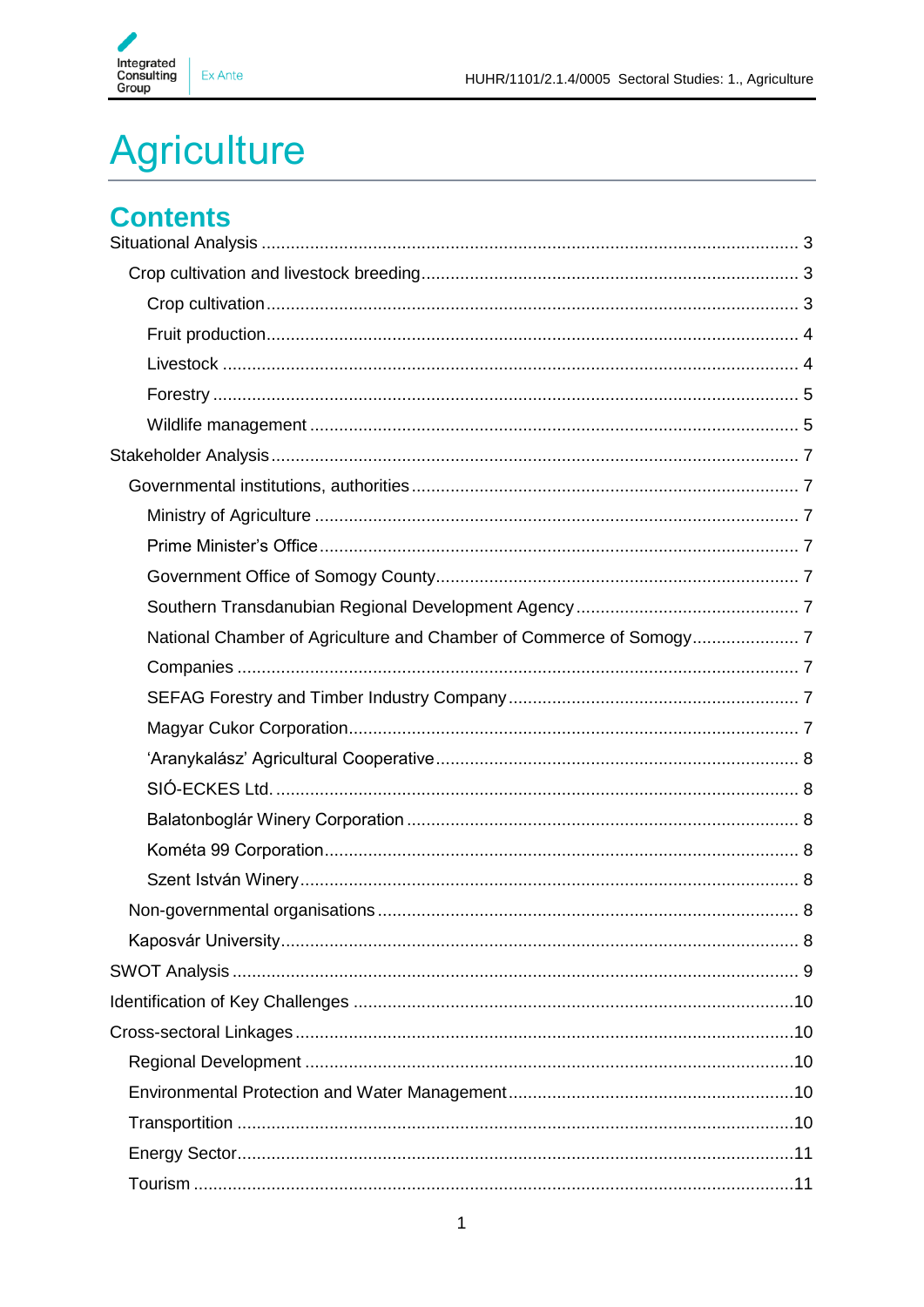# Agriculture

## Contents

- Situational Analysis ... 3
  - Crop cultivation and livestock breeding ... 3
    - Crop cultivation ... 3
    - Fruit production ... 4
    - Livestock ... 4
    - Forestry ... 5
    - Wildlife management ... 5
- Stakeholder Analysis ... 7
  - Governmental institutions, authorities ... 7
    - Ministry of Agriculture ... 7
    - Prime Minister's Office ... 7
    - Government Office of Somogy County ... 7
    - Southern Transdanubian Regional Development Agency ... 7
    - National Chamber of Agriculture and Chamber of Commerce of Somogy ... 7
    - Companies ... 7
    - SEFAG Forestry and Timber Industry Company ... 7
    - Magyar Cukor Corporation ... 7
    - 'Aranykalász' Agricultural Cooperative ... 8
    - SIÓ-ECKES Ltd. ... 8
    - Balatonboglár Winery Corporation ... 8
    - Kométa 99 Corporation ... 8
    - Szent István Winery ... 8
  - Non-governmental organisations ... 8
  - Kaposvár University ... 8
- SWOT Analysis ... 9
- Identification of Key Challenges ... 10
- Cross-sectoral Linkages ... 10
  - Regional Development ... 10
  - Environmental Protection and Water Management ... 10
  - Transportition ... 10
  - Energy Sector ... 11
  - Tourism ... 11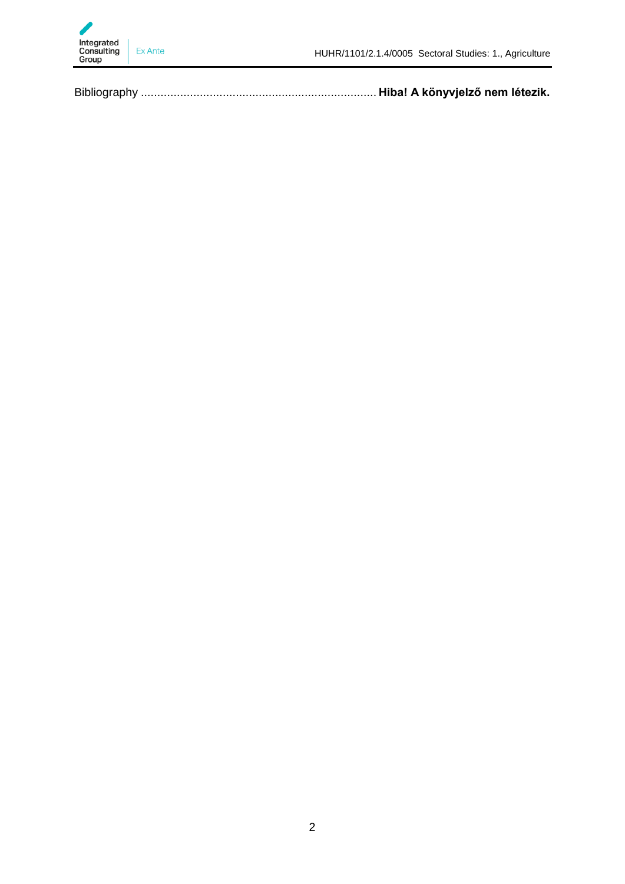Bibliography ........................................................................ **Hiba! A könyvjelző nem létezik.**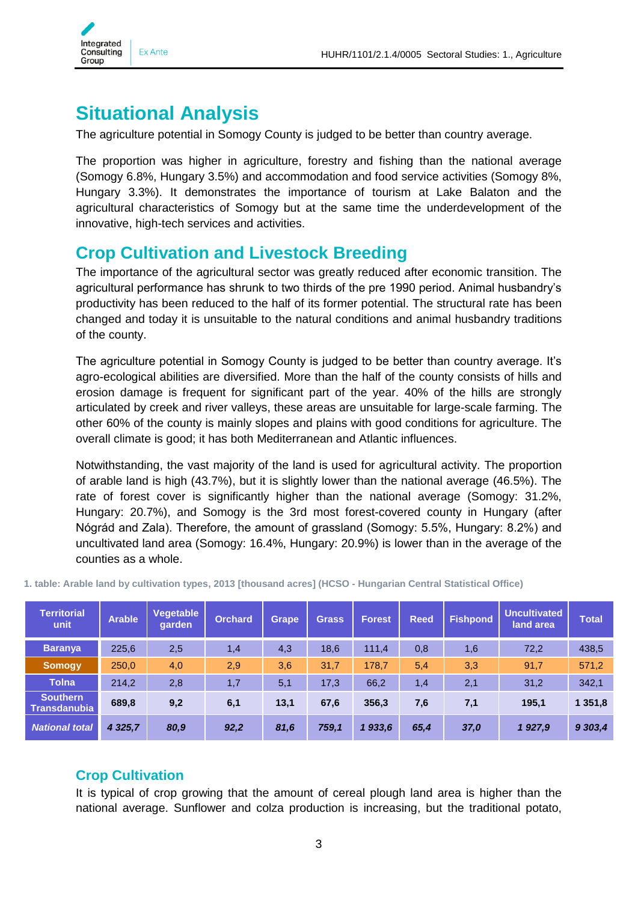# Situational Analysis

The agriculture potential in Somogy County is judged to be better than country average.

The proportion was higher in agriculture, forestry and fishing than the national average (Somogy 6.8%, Hungary 3.5%) and accommodation and food service activities (Somogy 8%, Hungary 3.3%). It demonstrates the importance of tourism at Lake Balaton and the agricultural characteristics of Somogy but at the same time the underdevelopment of the innovative, high-tech services and activities.

## Crop Cultivation and Livestock Breeding

The importance of the agricultural sector was greatly reduced after economic transition. The agricultural performance has shrunk to two thirds of the pre 1990 period. Animal husbandry's productivity has been reduced to the half of its former potential. The structural rate has been changed and today it is unsuitable to the natural conditions and animal husbandry traditions of the county.

The agriculture potential in Somogy County is judged to be better than country average. It's agro-ecological abilities are diversified. More than the half of the county consists of hills and erosion damage is frequent for significant part of the year. 40% of the hills are strongly articulated by creek and river valleys, these areas are unsuitable for large-scale farming. The other 60% of the county is mainly slopes and plains with good conditions for agriculture. The overall climate is good; it has both Mediterranean and Atlantic influences.

Notwithstanding, the vast majority of the land is used for agricultural activity. The proportion of arable land is high (43.7%), but it is slightly lower than the national average (46.5%). The rate of forest cover is significantly higher than the national average (Somogy: 31.2%, Hungary: 20.7%), and Somogy is the 3rd most forest-covered county in Hungary (after Nógrád and Zala). Therefore, the amount of grassland (Somogy: 5.5%, Hungary: 8.2%) and uncultivated land area (Somogy: 16.4%, Hungary: 20.9%) is lower than in the average of the counties as a whole.

**1. table: Arable land by cultivation types, 2013 [thousand acres] (HCSO - Hungarian Central Statistical Office)**

| Territorial unit | Arable | Vegetable garden | Orchard | Grape | Grass | Forest | Reed | Fishpond | Uncultivated land area | Total |
|---|---|---|---|---|---|---|---|---|---|---|
| Baranya | 225,6 | 2,5 | 1,4 | 4,3 | 18,6 | 111,4 | 0,8 | 1,6 | 72,2 | 438,5 |
| Somogy | 250,0 | 4,0 | 2,9 | 3,6 | 31,7 | 178,7 | 5,4 | 3,3 | 91,7 | 571,2 |
| Tolna | 214,2 | 2,8 | 1,7 | 5,1 | 17,3 | 66,2 | 1,4 | 2,1 | 31,2 | 342,1 |
| **Southern Transdanubia** | **689,8** | **9,2** | **6,1** | **13,1** | **67,6** | **356,3** | **7,6** | **7,1** | **195,1** | **1 351,8** |
| ***National total*** | ***4 325,7*** | ***80,9*** | ***92,2*** | ***81,6*** | ***759,1*** | ***1 933,6*** | ***65,4*** | ***37,0*** | ***1 927,9*** | ***9 303,4*** |

### Crop Cultivation

It is typical of crop growing that the amount of cereal plough land area is higher than the national average. Sunflower and colza production is increasing, but the traditional potato,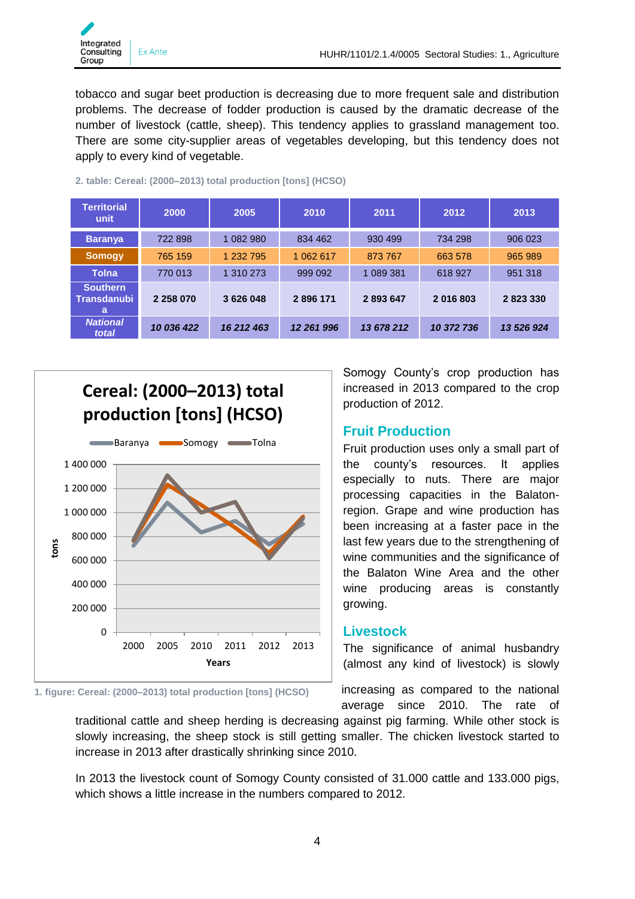tobacco and sugar beet production is decreasing due to more frequent sale and distribution problems. The decrease of fodder production is caused by the dramatic decrease of the number of livestock (cattle, sheep). This tendency applies to grassland management too. There are some city-supplier areas of vegetables developing, but this tendency does not apply to every kind of vegetable.

2. table: Cereal: (2000–2013) total production [tons] (HCSO)

| Territorial unit | 2000 | 2005 | 2010 | 2011 | 2012 | 2013 |
|---|---|---|---|---|---|---|
| Baranya | 722 898 | 1 082 980 | 834 462 | 930 499 | 734 298 | 906 023 |
| Somogy | 765 159 | 1 232 795 | 1 062 617 | 873 767 | 663 578 | 965 989 |
| Tolna | 770 013 | 1 310 273 | 999 092 | 1 089 381 | 618 927 | 951 318 |
| **Southern Transdanubia** | **2 258 070** | **3 626 048** | **2 896 171** | **2 893 647** | **2 016 803** | **2 823 330** |
| ***National total*** | ***10 036 422*** | ***16 212 463*** | ***12 261 996*** | ***13 678 212*** | ***10 372 736*** | ***13 526 924*** |

1. figure: Cereal: (2000–2013) total production [tons] (HCSO)

Somogy County's crop production has increased in 2013 compared to the crop production of 2012.

## Fruit Production

Fruit production uses only a small part of the county's resources. It applies especially to nuts. There are major processing capacities in the Balaton-region. Grape and wine production has been increasing at a faster pace in the last few years due to the strengthening of wine communities and the significance of the Balaton Wine Area and the other wine producing areas is constantly growing.

## Livestock

The significance of animal husbandry (almost any kind of livestock) is slowly increasing as compared to the national average since 2010. The rate of traditional cattle and sheep herding is decreasing against pig farming. While other stock is slowly increasing, the sheep stock is still getting smaller. The chicken livestock started to increase in 2013 after drastically shrinking since 2010.

In 2013 the livestock count of Somogy County consisted of 31.000 cattle and 133.000 pigs, which shows a little increase in the numbers compared to 2012.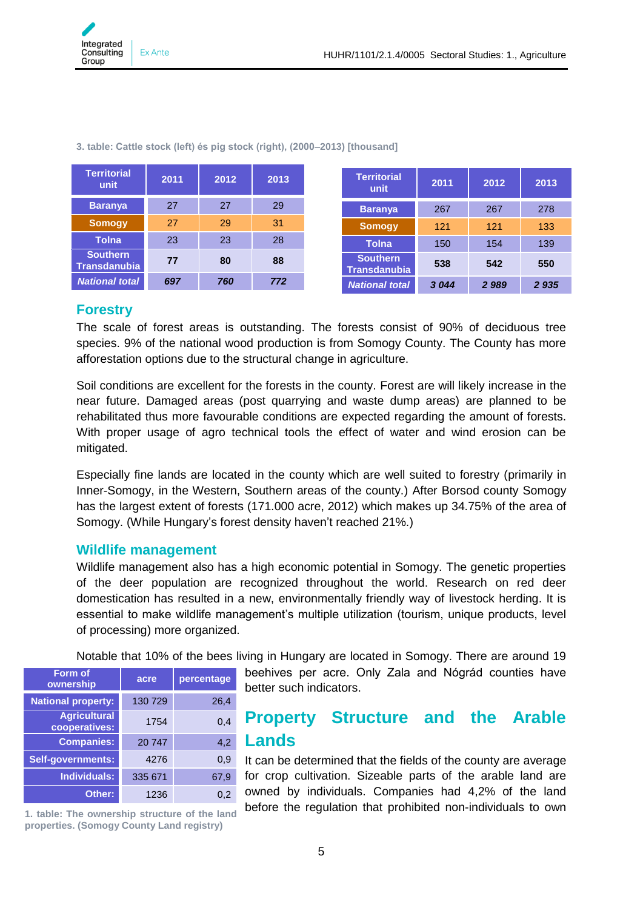3. table: Cattle stock (left) és pig stock (right), (2000–2013) [thousand]

| Territorial unit | 2011 | 2012 | 2013 |
|---|---|---|---|
| Baranya | 27 | 27 | 29 |
| Somogy | 27 | 29 | 31 |
| Tolna | 23 | 23 | 28 |
| **Southern Transdanubia** | **77** | **80** | **88** |
| ***National total*** | ***697*** | ***760*** | ***772*** |

| Territorial unit | 2011 | 2012 | 2013 |
|---|---|---|---|
| Baranya | 267 | 267 | 278 |
| Somogy | 121 | 121 | 133 |
| Tolna | 150 | 154 | 139 |
| **Southern Transdanubia** | **538** | **542** | **550** |
| ***National total*** | ***3 044*** | ***2 989*** | ***2 935*** |

## Forestry

The scale of forest areas is outstanding. The forests consist of 90% of deciduous tree species. 9% of the national wood production is from Somogy County. The County has more afforestation options due to the structural change in agriculture.

Soil conditions are excellent for the forests in the county. Forest are will likely increase in the near future. Damaged areas (post quarrying and waste dump areas) are planned to be rehabilitated thus more favourable conditions are expected regarding the amount of forests. With proper usage of agro technical tools the effect of water and wind erosion can be mitigated.

Especially fine lands are located in the county which are well suited to forestry (primarily in Inner-Somogy, in the Western, Southern areas of the county.) After Borsod county Somogy has the largest extent of forests (171.000 acre, 2012) which makes up 34.75% of the area of Somogy. (While Hungary's forest density haven't reached 21%.)

## Wildlife management

Wildlife management also has a high economic potential in Somogy. The genetic properties of the deer population are recognized throughout the world. Research on red deer domestication has resulted in a new, environmentally friendly way of livestock herding. It is essential to make wildlife management's multiple utilization (tourism, unique products, level of processing) more organized.

Notable that 10% of the bees living in Hungary are located in Somogy. There are around 19 beehives per acre. Only Zala and Nógrád counties have better such indicators.

| Form of ownership | acre | percentage |
|---|---|---|
| National property: | 130 729 | 26,4 |
| Agricultural cooperatives: | 1754 | 0,4 |
| Companies: | 20 747 | 4,2 |
| Self-governments: | 4276 | 0,9 |
| Individuals: | 335 671 | 67,9 |
| Other: | 1236 | 0,2 |

1. table: The ownership structure of the land properties. (Somogy County Land registry)

# Property Structure and the Arable Lands

It can be determined that the fields of the county are average for crop cultivation. Sizeable parts of the arable land are owned by individuals. Companies had 4,2% of the land before the regulation that prohibited non-individuals to own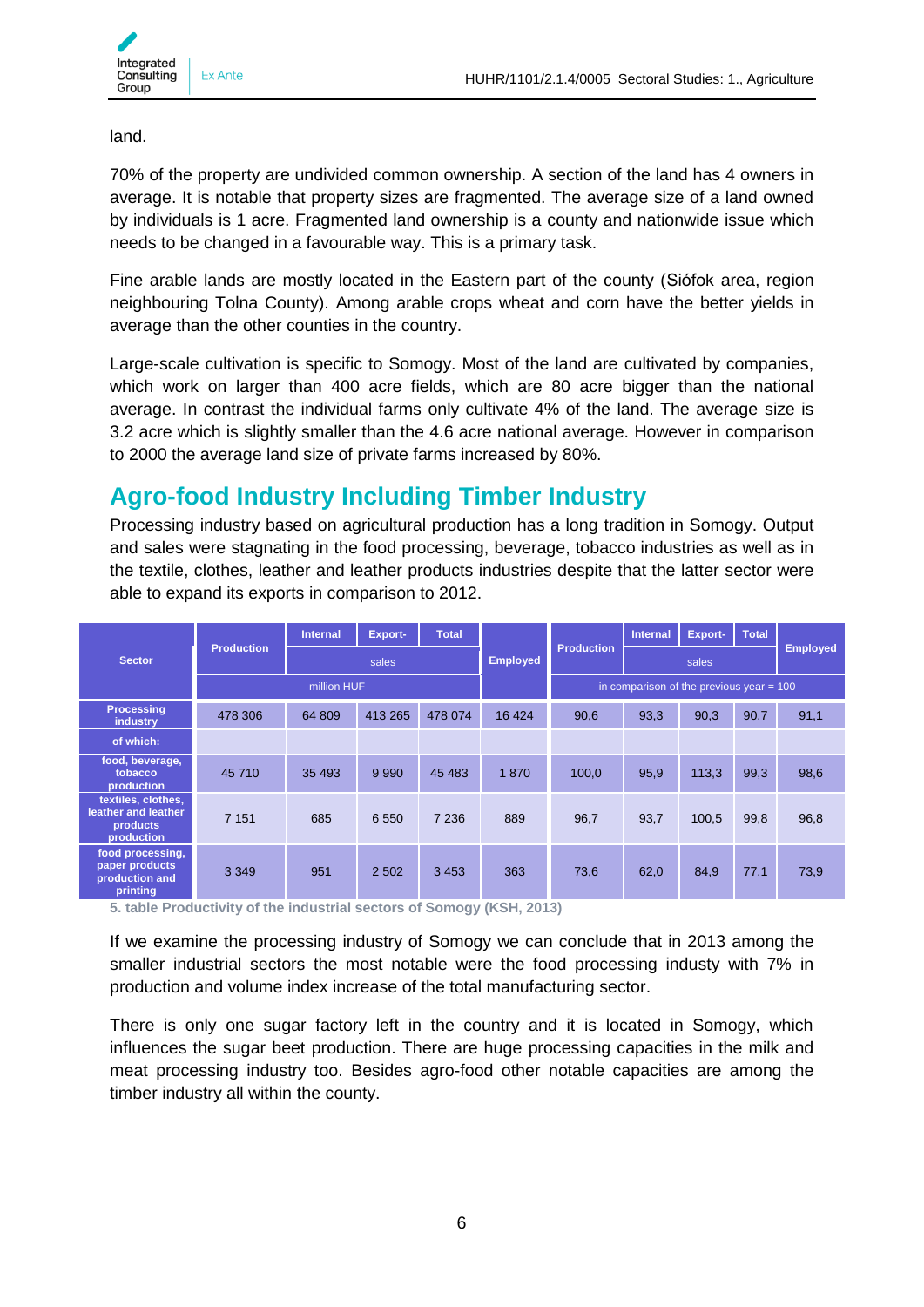land.

70% of the property are undivided common ownership. A section of the land has 4 owners in average. It is notable that property sizes are fragmented. The average size of a land owned by individuals is 1 acre. Fragmented land ownership is a county and nationwide issue which needs to be changed in a favourable way. This is a primary task.

Fine arable lands are mostly located in the Eastern part of the county (Siófok area, region neighbouring Tolna County). Among arable crops wheat and corn have the better yields in average than the other counties in the country.

Large-scale cultivation is specific to Somogy. Most of the land are cultivated by companies, which work on larger than 400 acre fields, which are 80 acre bigger than the national average. In contrast the individual farms only cultivate 4% of the land. The average size is 3.2 acre which is slightly smaller than the 4.6 acre national average. However in comparison to 2000 the average land size of private farms increased by 80%.

## Agro-food Industry Including Timber Industry

Processing industry based on agricultural production has a long tradition in Somogy. Output and sales were stagnating in the food processing, beverage, tobacco industries as well as in the textile, clothes, leather and leather products industries despite that the latter sector were able to expand its exports in comparison to 2012.

| Sector | Production | Internal | Export- | Total | Employed | Production | Internal | Export- | Total | Employed |
|---|---|---|---|---|---|---|---|---|---|---|
| | | sales | | | | | sales | | | |
| | million HUF | | | | | in comparison of the previous year = 100 | | | | |
| Processing industry | 478 306 | 64 809 | 413 265 | 478 074 | 16 424 | 90,6 | 93,3 | 90,3 | 90,7 | 91,1 |
| of which: | | | | | | | | | | |
| food, beverage, tobacco production | 45 710 | 35 493 | 9 990 | 45 483 | 1 870 | 100,0 | 95,9 | 113,3 | 99,3 | 98,6 |
| textiles, clothes, leather and leather products production | 7 151 | 685 | 6 550 | 7 236 | 889 | 96,7 | 93,7 | 100,5 | 99,8 | 96,8 |
| food processing, paper products production and printing | 3 349 | 951 | 2 502 | 3 453 | 363 | 73,6 | 62,0 | 84,9 | 77,1 | 73,9 |

5. table Productivity of the industrial sectors of Somogy (KSH, 2013)

If we examine the processing industry of Somogy we can conclude that in 2013 among the smaller industrial sectors the most notable were the food processing industy with 7% in production and volume index increase of the total manufacturing sector.

There is only one sugar factory left in the country and it is located in Somogy, which influences the sugar beet production. There are huge processing capacities in the milk and meat processing industry too. Besides agro-food other notable capacities are among the timber industry all within the county.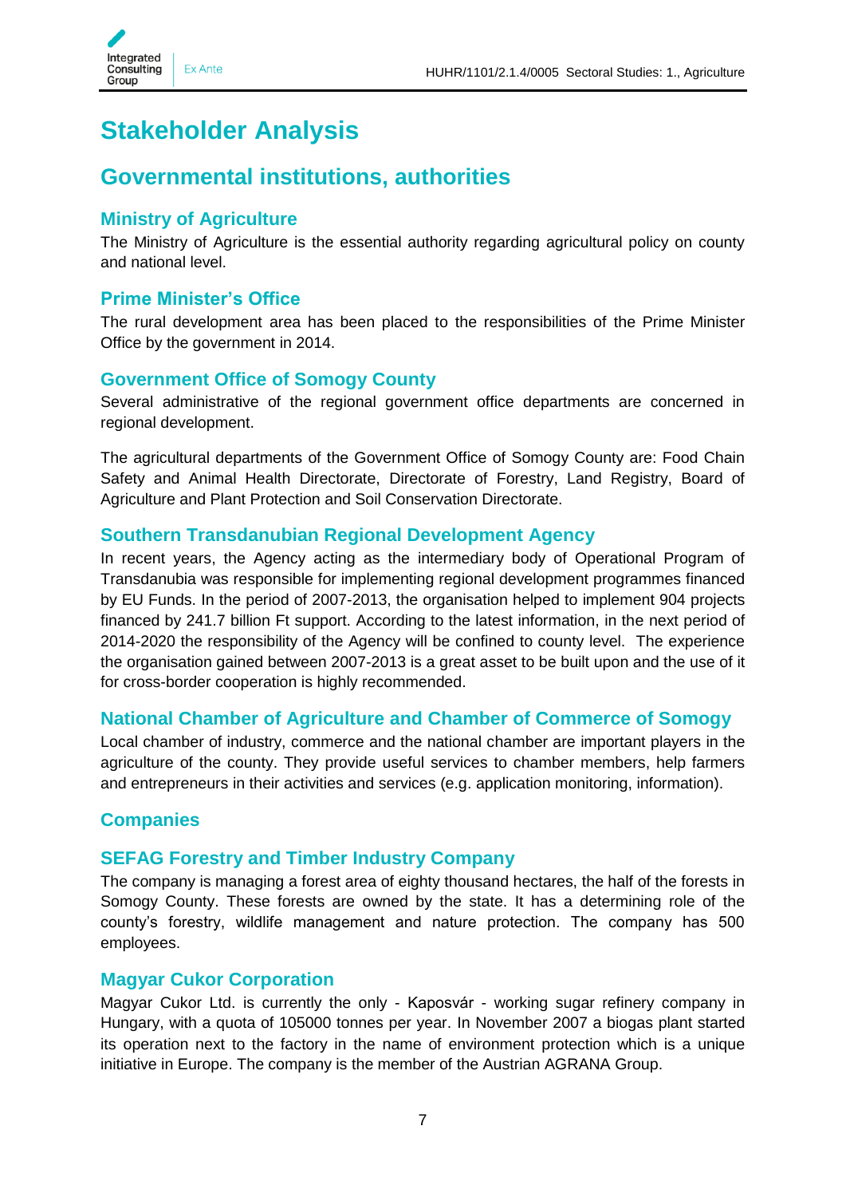# Stakeholder Analysis

## Governmental institutions, authorities

### Ministry of Agriculture

The Ministry of Agriculture is the essential authority regarding agricultural policy on county and national level.

### Prime Minister's Office

The rural development area has been placed to the responsibilities of the Prime Minister Office by the government in 2014.

### Government Office of Somogy County

Several administrative of the regional government office departments are concerned in regional development.

The agricultural departments of the Government Office of Somogy County are: Food Chain Safety and Animal Health Directorate, Directorate of Forestry, Land Registry, Board of Agriculture and Plant Protection and Soil Conservation Directorate.

### Southern Transdanubian Regional Development Agency

In recent years, the Agency acting as the intermediary body of Operational Program of Transdanubia was responsible for implementing regional development programmes financed by EU Funds. In the period of 2007-2013, the organisation helped to implement 904 projects financed by 241.7 billion Ft support. According to the latest information, in the next period of 2014-2020 the responsibility of the Agency will be confined to county level. The experience the organisation gained between 2007-2013 is a great asset to be built upon and the use of it for cross-border cooperation is highly recommended.

### National Chamber of Agriculture and Chamber of Commerce of Somogy

Local chamber of industry, commerce and the national chamber are important players in the agriculture of the county. They provide useful services to chamber members, help farmers and entrepreneurs in their activities and services (e.g. application monitoring, information).

## Companies

### SEFAG Forestry and Timber Industry Company

The company is managing a forest area of eighty thousand hectares, the half of the forests in Somogy County. These forests are owned by the state. It has a determining role of the county's forestry, wildlife management and nature protection. The company has 500 employees.

### Magyar Cukor Corporation

Magyar Cukor Ltd. is currently the only - Kaposvár - working sugar refinery company in Hungary, with a quota of 105000 tonnes per year. In November 2007 a biogas plant started its operation next to the factory in the name of environment protection which is a unique initiative in Europe. The company is the member of the Austrian AGRANA Group.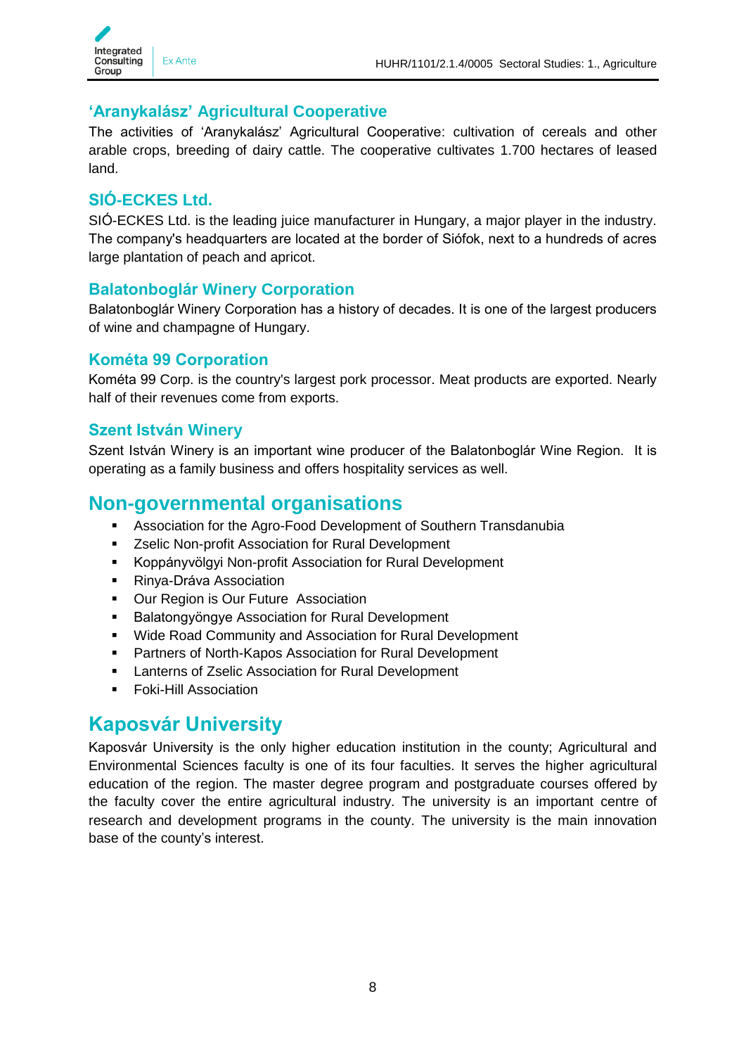### ‘Aranykalász’ Agricultural Cooperative

The activities of ‘Aranykalász’ Agricultural Cooperative: cultivation of cereals and other arable crops, breeding of dairy cattle. The cooperative cultivates 1.700 hectares of leased land.

### SIÓ-ECKES Ltd.

SIÓ-ECKES Ltd. is the leading juice manufacturer in Hungary, a major player in the industry. The company's headquarters are located at the border of Siófok, next to a hundreds of acres large plantation of peach and apricot.

### Balatonboglár Winery Corporation

Balatonboglár Winery Corporation has a history of decades. It is one of the largest producers of wine and champagne of Hungary.

### Kométa 99 Corporation

Kométa 99 Corp. is the country's largest pork processor. Meat products are exported. Nearly half of their revenues come from exports.

### Szent István Winery

Szent István Winery is an important wine producer of the Balatonboglár Wine Region. It is operating as a family business and offers hospitality services as well.

## Non-governmental organisations

- Association for the Agro-Food Development of Southern Transdanubia
- Zselic Non-profit Association for Rural Development
- Koppányvölgyi Non-profit Association for Rural Development
- Rinya-Dráva Association
- Our Region is Our Future Association
- Balatongyöngye Association for Rural Development
- Wide Road Community and Association for Rural Development
- Partners of North-Kapos Association for Rural Development
- Lanterns of Zselic Association for Rural Development
- Foki-Hill Association

## Kaposvár University

Kaposvár University is the only higher education institution in the county; Agricultural and Environmental Sciences faculty is one of its four faculties. It serves the higher agricultural education of the region. The master degree program and postgraduate courses offered by the faculty cover the entire agricultural industry. The university is an important centre of research and development programs in the county. The university is the main innovation base of the county’s interest.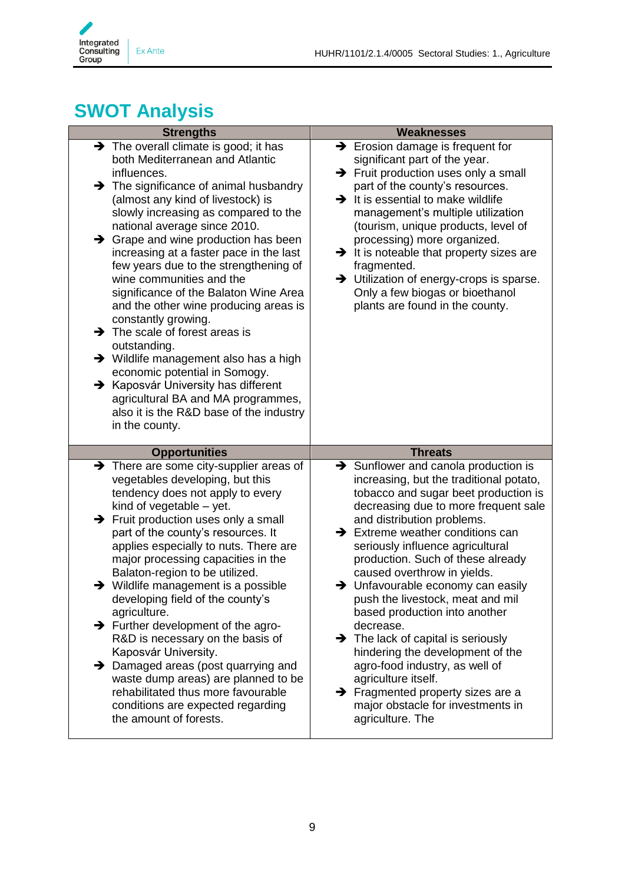## SWOT Analysis

| Strengths | Weaknesses |
|---|---|
| ➔ The overall climate is good; it has both Mediterranean and Atlantic influences.<br>➔ The significance of animal husbandry (almost any kind of livestock) is slowly increasing as compared to the national average since 2010.<br>➔ Grape and wine production has been increasing at a faster pace in the last few years due to the strengthening of wine communities and the significance of the Balaton Wine Area and the other wine producing areas is constantly growing.<br>➔ The scale of forest areas is outstanding.<br>➔ Wildlife management also has a high economic potential in Somogy.<br>➔ Kaposvár University has different agricultural BA and MA programmes, also it is the R&D base of the industry in the county. | ➔ Erosion damage is frequent for significant part of the year.<br>➔ Fruit production uses only a small part of the county's resources.<br>➔ It is essential to make wildlife management's multiple utilization (tourism, unique products, level of processing) more organized.<br>➔ It is noteable that property sizes are fragmented.<br>➔ Utilization of energy-crops is sparse. Only a few biogas or bioethanol plants are found in the county. |
| **Opportunities** | **Threats** |
| ➔ There are some city-supplier areas of vegetables developing, but this tendency does not apply to every kind of vegetable – yet.<br>➔ Fruit production uses only a small part of the county's resources. It applies especially to nuts. There are major processing capacities in the Balaton-region to be utilized.<br>➔ Wildlife management is a possible developing field of the county's agriculture.<br>➔ Further development of the agro-R&D is necessary on the basis of Kaposvár University.<br>➔ Damaged areas (post quarrying and waste dump areas) are planned to be rehabilitated thus more favourable conditions are expected regarding the amount of forests. | ➔ Sunflower and canola production is increasing, but the traditional potato, tobacco and sugar beet production is decreasing due to more frequent sale and distribution problems.<br>➔ Extreme weather conditions can seriously influence agricultural production. Such of these already caused overthrow in yields.<br>➔ Unfavourable economy can easily push the livestock, meat and mil based production into another decrease.<br>➔ The lack of capital is seriously hindering the development of the agro-food industry, as well of agriculture itself.<br>➔ Fragmented property sizes are a major obstacle for investments in agriculture. The |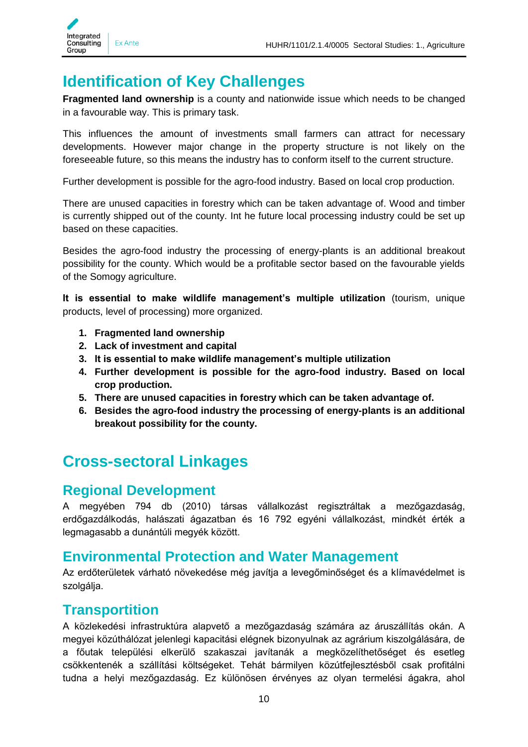# Identification of Key Challenges

**Fragmented land ownership** is a county and nationwide issue which needs to be changed in a favourable way. This is primary task.

This influences the amount of investments small farmers can attract for necessary developments. However major change in the property structure is not likely on the foreseeable future, so this means the industry has to conform itself to the current structure.

Further development is possible for the agro-food industry. Based on local crop production.

There are unused capacities in forestry which can be taken advantage of. Wood and timber is currently shipped out of the county. Int he future local processing industry could be set up based on these capacities.

Besides the agro-food industry the processing of energy-plants is an additional breakout possibility for the county. Which would be a profitable sector based on the favourable yields of the Somogy agriculture.

**It is essential to make wildlife management's multiple utilization** (tourism, unique products, level of processing) more organized.

1. **Fragmented land ownership**
2. **Lack of investment and capital**
3. **It is essential to make wildlife management's multiple utilization**
4. **Further development is possible for the agro-food industry. Based on local crop production.**
5. **There are unused capacities in forestry which can be taken advantage of.**
6. **Besides the agro-food industry the processing of energy-plants is an additional breakout possibility for the county.**

# Cross-sectoral Linkages

## Regional Development

A megyében 794 db (2010) társas vállalkozást regisztráltak a mezőgazdaság, erdőgazdálkodás, halászati ágazatban és 16 792 egyéni vállalkozást, mindkét érték a legmagasabb a dunántúli megyék között.

## Environmental Protection and Water Management

Az erdőterületek várható növekedése még javítja a levegőminőséget és a klímavédelmet is szolgálja.

## Transportition

A közlekedési infrastruktúra alapvető a mezőgazdaság számára az áruszállítás okán. A megyei közúthálózat jelenlegi kapacitási elégnek bizonyulnak az agrárium kiszolgálására, de a főutak települési elkerülő szakaszai javítanák a megközelíthetőséget és esetleg csökkentenék a szállítási költségeket. Tehát bármilyen közútfejlesztésből csak profitálni tudna a helyi mezőgazdaság. Ez különösen érvényes az olyan termelési ágakra, ahol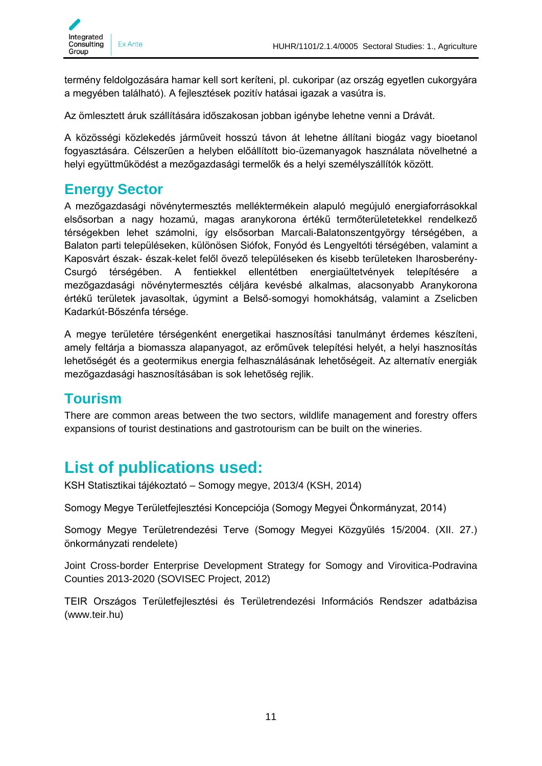termény feldolgozására hamar kell sort keríteni, pl. cukoripar (az ország egyetlen cukorgyára a megyében található). A fejlesztések pozitív hatásai igazak a vasútra is.

Az ömlesztett áruk szállítására időszakosan jobban igénybe lehetne venni a Drávát.

A közösségi közlekedés járműveit hosszú távon át lehetne állítani biogáz vagy bioetanol fogyasztására. Célszerűen a helyben előállított bio-üzemanyagok használata növelhetné a helyi együttműködést a mezőgazdasági termelők és a helyi személyszállítók között.

## Energy Sector

A mezőgazdasági növénytermesztés melléktermékein alapuló megújuló energiaforrásokkal elsősorban a nagy hozamú, magas aranykorona értékű termőterületetekkel rendelkező térségekben lehet számolni, így elsősorban Marcali-Balatonszentgyörgy térségében, a Balaton parti településeken, különösen Siófok, Fonyód és Lengyeltóti térségében, valamint a Kaposvárt észak- észak-kelet felől övező településeken és kisebb területeken Iharosberény-Csurgó térségében. A fentiekkel ellentétben energiaültetvények telepítésére a mezőgazdasági növénytermesztés céljára kevésbé alkalmas, alacsonyabb Aranykorona értékű területek javasoltak, úgymint a Belső-somogyi homokhátság, valamint a Zselicben Kadarkút-Bőszénfa térsége.

A megye területére térségenként energetikai hasznosítási tanulmányt érdemes készíteni, amely feltárja a biomassza alapanyagot, az erőművek telepítési helyét, a helyi hasznosítás lehetőségét és a geotermikus energia felhasználásának lehetőségeit. Az alternatív energiák mezőgazdasági hasznosításában is sok lehetőség rejlik.

## Tourism

There are common areas between the two sectors, wildlife management and forestry offers expansions of tourist destinations and gastrotourism can be built on the wineries.

# List of publications used:

KSH Statisztikai tájékoztató – Somogy megye, 2013/4 (KSH, 2014)

Somogy Megye Területfejlesztési Koncepciója (Somogy Megyei Önkormányzat, 2014)

Somogy Megye Területrendezési Terve (Somogy Megyei Közgyűlés 15/2004. (XII. 27.) önkormányzati rendelete)

Joint Cross-border Enterprise Development Strategy for Somogy and Virovitica-Podravina Counties 2013-2020 (SOVISEC Project, 2012)

TEIR Országos Területfejlesztési és Területrendezési Információs Rendszer adatbázisa (www.teir.hu)